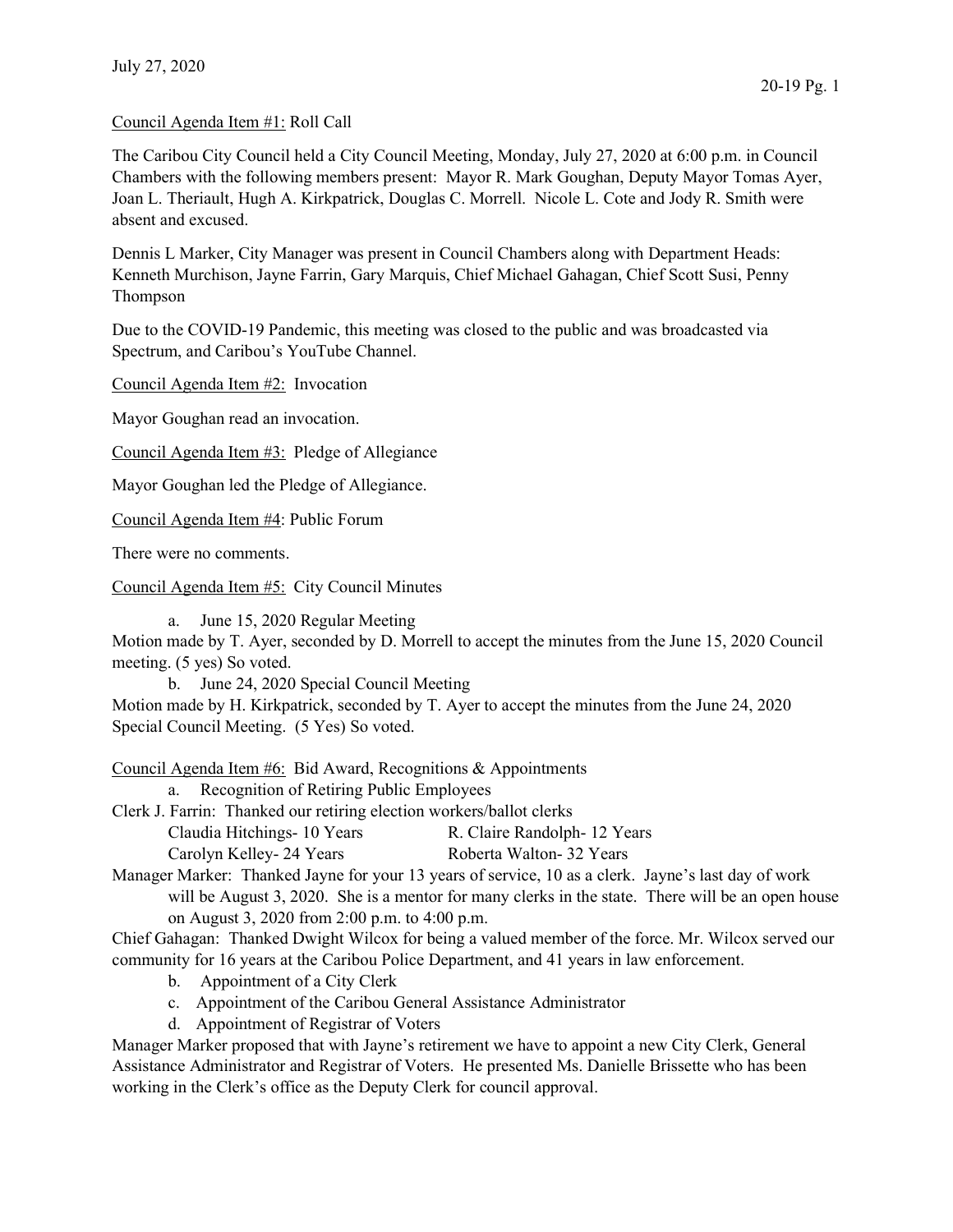July 27, 2020

Council Agenda Item #1: Roll Call

The Caribou City Council held a City Council Meeting, Monday, July 27, 2020 at 6:00 p.m. in Council Chambers with the following members present: Mayor R. Mark Goughan, Deputy Mayor Tomas Ayer, Joan L. Theriault, Hugh A. Kirkpatrick, Douglas C. Morrell. Nicole L. Cote and Jody R. Smith were absent and excused.

Dennis L Marker, City Manager was present in Council Chambers along with Department Heads: Kenneth Murchison, Jayne Farrin, Gary Marquis, Chief Michael Gahagan, Chief Scott Susi, Penny Thompson

Due to the COVID-19 Pandemic, this meeting was closed to the public and was broadcasted via Spectrum, and Caribou's YouTube Channel.

Council Agenda Item #2: Invocation

Mayor Goughan read an invocation.

Council Agenda Item #3: Pledge of Allegiance

Mayor Goughan led the Pledge of Allegiance.

Council Agenda Item #4: Public Forum

There were no comments.

Council Agenda Item #5: City Council Minutes

a. June 15, 2020 Regular Meeting

Motion made by T. Ayer, seconded by D. Morrell to accept the minutes from the June 15, 2020 Council meeting. (5 yes) So voted.

b. June 24, 2020 Special Council Meeting

Motion made by H. Kirkpatrick, seconded by T. Ayer to accept the minutes from the June 24, 2020 Special Council Meeting. (5 Yes) So voted.

Council Agenda Item #6: Bid Award, Recognitions & Appointments

a. Recognition of Retiring Public Employees

Clerk J. Farrin: Thanked our retiring election workers/ballot clerks

Claudia Hitchings- 10 Years
R. Claire Randolph- 12 Years
Carolyn Kelley- 24 Years
Roberta Walton- 32 Years

Manager Marker: Thanked Jayne for your 13 years of service, 10 as a clerk. Jayne's last day of work will be August 3, 2020. She is a mentor for many clerks in the state. There will be an open house on August 3, 2020 from 2:00 p.m. to 4:00 p.m.

Chief Gahagan: Thanked Dwight Wilcox for being a valued member of the force. Mr. Wilcox served our community for 16 years at the Caribou Police Department, and 41 years in law enforcement.

b. Appointment of a City Clerk

c. Appointment of the Caribou General Assistance Administrator

d. Appointment of Registrar of Voters

Manager Marker proposed that with Jayne's retirement we have to appoint a new City Clerk, General Assistance Administrator and Registrar of Voters. He presented Ms. Danielle Brissette who has been working in the Clerk's office as the Deputy Clerk for council approval.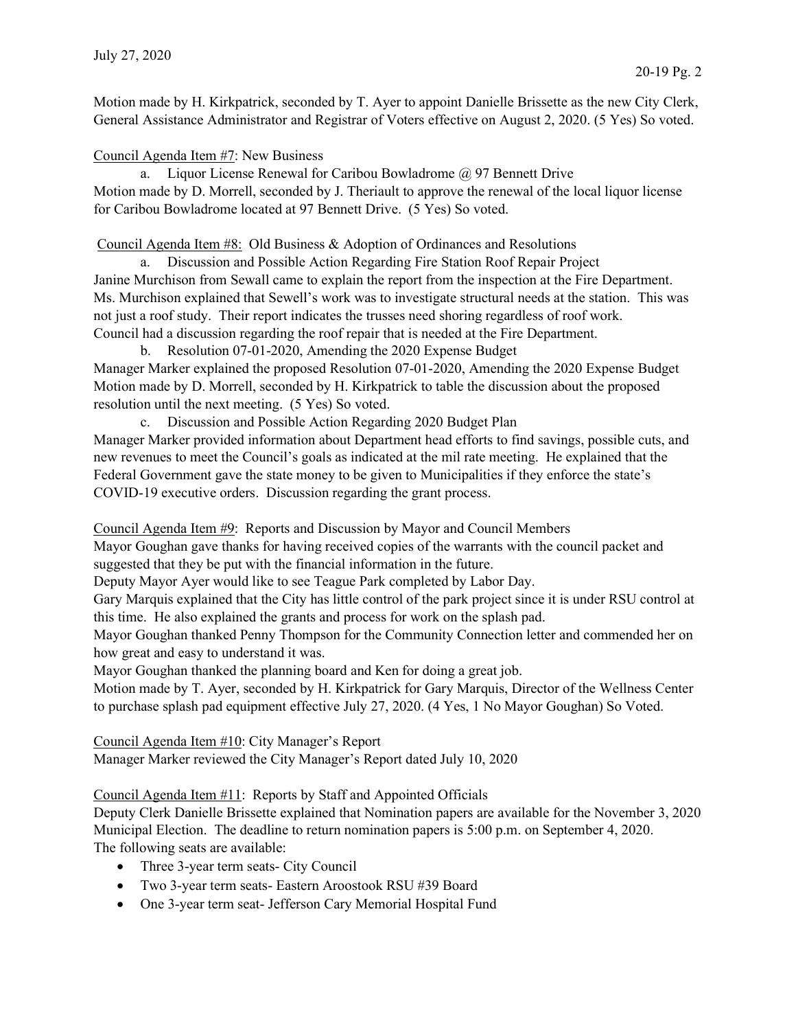Motion made by H. Kirkpatrick, seconded by T. Ayer to appoint Danielle Brissette as the new City Clerk, General Assistance Administrator and Registrar of Voters effective on August 2, 2020. (5 Yes) So voted.

Council Agenda Item #7: New Business

a. Liquor License Renewal for Caribou Bowladrome @ 97 Bennett Drive

Motion made by D. Morrell, seconded by J. Theriault to approve the renewal of the local liquor license for Caribou Bowladrome located at 97 Bennett Drive. (5 Yes) So voted.

Council Agenda Item #8: Old Business & Adoption of Ordinances and Resolutions

a. Discussion and Possible Action Regarding Fire Station Roof Repair Project

Janine Murchison from Sewall came to explain the report from the inspection at the Fire Department. Ms. Murchison explained that Sewell's work was to investigate structural needs at the station. This was not just a roof study. Their report indicates the trusses need shoring regardless of roof work. Council had a discussion regarding the roof repair that is needed at the Fire Department.

b. Resolution 07-01-2020, Amending the 2020 Expense Budget

Manager Marker explained the proposed Resolution 07-01-2020, Amending the 2020 Expense Budget Motion made by D. Morrell, seconded by H. Kirkpatrick to table the discussion about the proposed resolution until the next meeting. (5 Yes) So voted.

c. Discussion and Possible Action Regarding 2020 Budget Plan

Manager Marker provided information about Department head efforts to find savings, possible cuts, and new revenues to meet the Council's goals as indicated at the mil rate meeting. He explained that the Federal Government gave the state money to be given to Municipalities if they enforce the state's COVID-19 executive orders. Discussion regarding the grant process.

Council Agenda Item #9: Reports and Discussion by Mayor and Council Members

Mayor Goughan gave thanks for having received copies of the warrants with the council packet and suggested that they be put with the financial information in the future.

Deputy Mayor Ayer would like to see Teague Park completed by Labor Day.

Gary Marquis explained that the City has little control of the park project since it is under RSU control at this time. He also explained the grants and process for work on the splash pad.

Mayor Goughan thanked Penny Thompson for the Community Connection letter and commended her on how great and easy to understand it was.

Mayor Goughan thanked the planning board and Ken for doing a great job.

Motion made by T. Ayer, seconded by H. Kirkpatrick for Gary Marquis, Director of the Wellness Center to purchase splash pad equipment effective July 27, 2020. (4 Yes, 1 No Mayor Goughan) So Voted.

Council Agenda Item #10: City Manager's Report

Manager Marker reviewed the City Manager's Report dated July 10, 2020

Council Agenda Item #11: Reports by Staff and Appointed Officials

Deputy Clerk Danielle Brissette explained that Nomination papers are available for the November 3, 2020 Municipal Election. The deadline to return nomination papers is 5:00 p.m. on September 4, 2020. The following seats are available:

- Three 3-year term seats- City Council
- Two 3-year term seats- Eastern Aroostook RSU #39 Board
- One 3-year term seat- Jefferson Cary Memorial Hospital Fund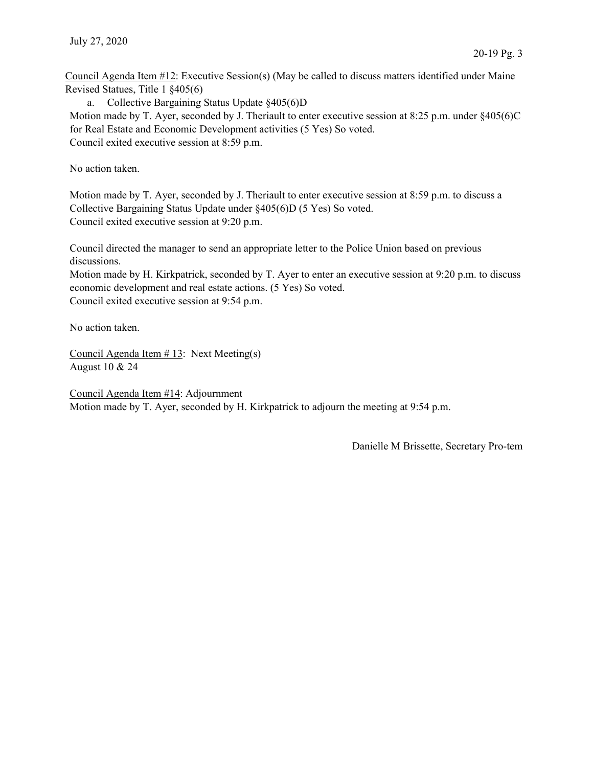Council Agenda Item #12: Executive Session(s) (May be called to discuss matters identified under Maine Revised Statues, Title 1 §405(6)

a. Collective Bargaining Status Update §405(6)D

Motion made by T. Ayer, seconded by J. Theriault to enter executive session at 8:25 p.m. under §405(6)C for Real Estate and Economic Development activities (5 Yes) So voted.
Council exited executive session at 8:59 p.m.

No action taken.

Motion made by T. Ayer, seconded by J. Theriault to enter executive session at 8:59 p.m. to discuss a Collective Bargaining Status Update under §405(6)D (5 Yes) So voted.
Council exited executive session at 9:20 p.m.

Council directed the manager to send an appropriate letter to the Police Union based on previous discussions.
Motion made by H. Kirkpatrick, seconded by T. Ayer to enter an executive session at 9:20 p.m. to discuss economic development and real estate actions. (5 Yes) So voted.
Council exited executive session at 9:54 p.m.

No action taken.

Council Agenda Item # 13: Next Meeting(s)
August 10 & 24

Council Agenda Item #14: Adjournment
Motion made by T. Ayer, seconded by H. Kirkpatrick to adjourn the meeting at 9:54 p.m.

Danielle M Brissette, Secretary Pro-tem